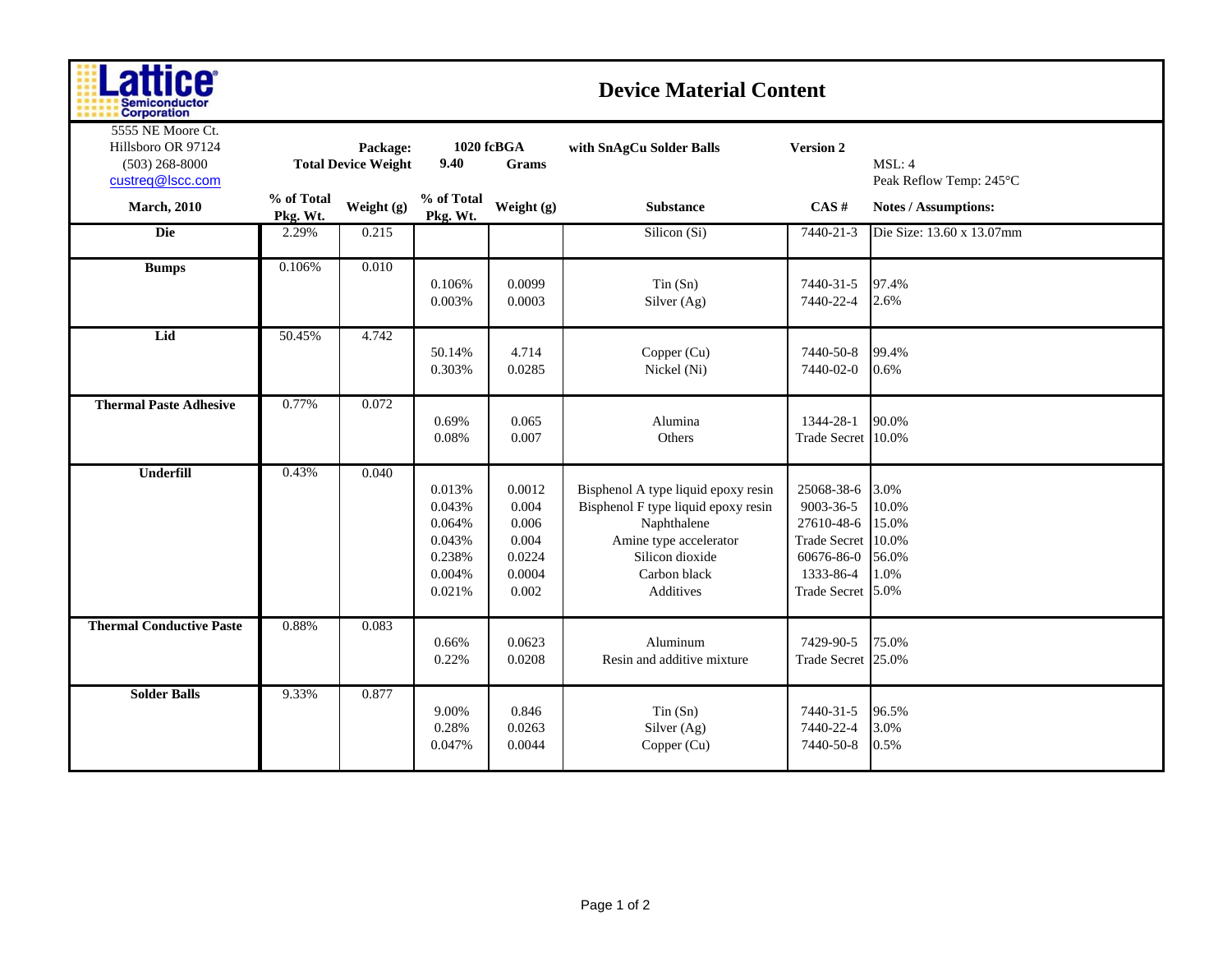# Device Material Content

Lattice Semiconductor Corporation

5555 NE Moore Ct.
Hillsboro OR 97124
(503) 268-8000
custreq@lscc.com

**Package:** 1020 fcBGA with SnAgCu Solder Balls **Version 2**

**Total Device Weight** 9.40 Grams

MSL: 4
Peak Reflow Temp: 245°C

| March, 2010 | % of Total Pkg. Wt. | Weight (g) | % of Total Pkg. Wt. | Weight (g) | Substance | CAS # | Notes / Assumptions: |
|---|---|---|---|---|---|---|---|
| **Die** | 2.29% | 0.215 | | | Silicon (Si) | 7440-21-3 | Die Size: 13.60 x 13.07mm |
| **Bumps** | 0.106% | 0.010 | 0.106% | 0.0099 | Tin (Sn) | 7440-31-5 | 97.4% |
| | | | 0.003% | 0.0003 | Silver (Ag) | 7440-22-4 | 2.6% |
| **Lid** | 50.45% | 4.742 | 50.14% | 4.714 | Copper (Cu) | 7440-50-8 | 99.4% |
| | | | 0.303% | 0.0285 | Nickel (Ni) | 7440-02-0 | 0.6% |
| **Thermal Paste Adhesive** | 0.77% | 0.072 | 0.69% | 0.065 | Alumina | 1344-28-1 | 90.0% |
| | | | 0.08% | 0.007 | Others | Trade Secret | 10.0% |
| **Underfill** | 0.43% | 0.040 | 0.013% | 0.0012 | Bisphenol A type liquid epoxy resin | 25068-38-6 | 3.0% |
| | | | 0.043% | 0.004 | Bisphenol F type liquid epoxy resin | 9003-36-5 | 10.0% |
| | | | 0.064% | 0.006 | Naphthalene | 27610-48-6 | 15.0% |
| | | | 0.043% | 0.004 | Amine type accelerator | Trade Secret | 10.0% |
| | | | 0.238% | 0.0224 | Silicon dioxide | 60676-86-0 | 56.0% |
| | | | 0.004% | 0.0004 | Carbon black | 1333-86-4 | 1.0% |
| | | | 0.021% | 0.002 | Additives | Trade Secret | 5.0% |
| **Thermal Conductive Paste** | 0.88% | 0.083 | 0.66% | 0.0623 | Aluminum | 7429-90-5 | 75.0% |
| | | | 0.22% | 0.0208 | Resin and additive mixture | Trade Secret | 25.0% |
| **Solder Balls** | 9.33% | 0.877 | 9.00% | 0.846 | Tin (Sn) | 7440-31-5 | 96.5% |
| | | | 0.28% | 0.0263 | Silver (Ag) | 7440-22-4 | 3.0% |
| | | | 0.047% | 0.0044 | Copper (Cu) | 7440-50-8 | 0.5% |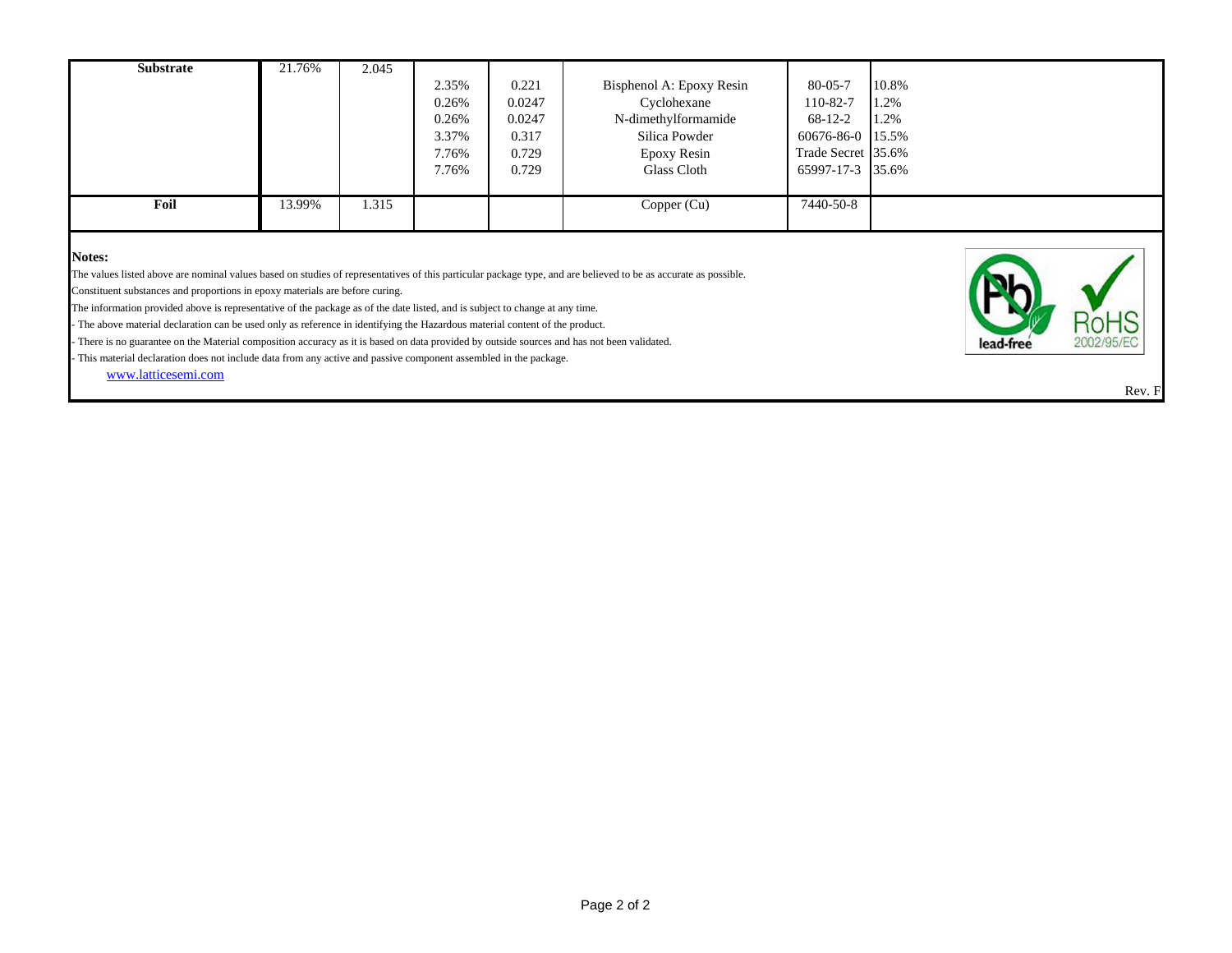| | | | | | | | |
|---|---|---|---|---|---|---|---|
| **Substrate** | 21.76% | 2.045 | 2.35% | 0.221 | Bisphenol A: Epoxy Resin | 80-05-7 | 10.8% |
| | | | 0.26% | 0.0247 | Cyclohexane | 110-82-7 | 1.2% |
| | | | 0.26% | 0.0247 | N-dimethylformamide | 68-12-2 | 1.2% |
| | | | 3.37% | 0.317 | Silica Powder | 60676-86-0 | 15.5% |
| | | | 7.76% | 0.729 | Epoxy Resin | Trade Secret | 35.6% |
| | | | 7.76% | 0.729 | Glass Cloth | 65997-17-3 | 35.6% |
| **Foil** | 13.99% | 1.315 | | | Copper (Cu) | 7440-50-8 | |

**Notes:**

The values listed above are nominal values based on studies of representatives of this particular package type, and are believed to be as accurate as possible.

Constituent substances and proportions in epoxy materials are before curing.

The information provided above is representative of the package as of the date listed, and is subject to change at any time.

- The above material declaration can be used only as reference in identifying the Hazardous material content of the product.
- There is no guarantee on the Material composition accuracy as it is based on data provided by outside sources and has not been validated.
- This material declaration does not include data from any active and passive component assembled in the package.

www.latticesemi.com

lead-free

RoHS 2002/95/EC

Rev. F